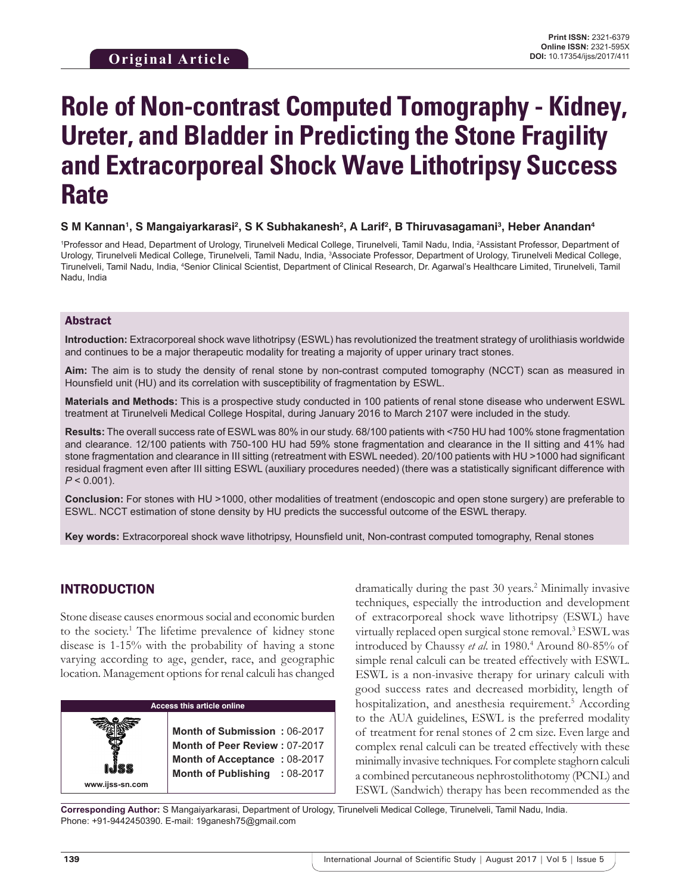**Original Article**

Print ISSN: 2321-6379
Online ISSN: 2321-595X
DOI: 10.17354/ijss/2017/411

# Role of Non-contrast Computed Tomography - Kidney, Ureter, and Bladder in Predicting the Stone Fragility and Extracorporeal Shock Wave Lithotripsy Success Rate

**S M Kannan[1], S Mangaiyarkarasi[2], S K Subhakanesh[2], A Larif[2], B Thiruvasagamani[3], Heber Anandan[4]**

[1]Professor and Head, Department of Urology, Tirunelveli Medical College, Tirunelveli, Tamil Nadu, India, [2]Assistant Professor, Department of Urology, Tirunelveli Medical College, Tirunelveli, Tamil Nadu, India, [3]Associate Professor, Department of Urology, Tirunelveli Medical College, Tirunelveli, Tamil Nadu, India, [4]Senior Clinical Scientist, Department of Clinical Research, Dr. Agarwal's Healthcare Limited, Tirunelveli, Tamil Nadu, India

## Abstract

**Introduction:** Extracorporeal shock wave lithotripsy (ESWL) has revolutionized the treatment strategy of urolithiasis worldwide and continues to be a major therapeutic modality for treating a majority of upper urinary tract stones.

**Aim:** The aim is to study the density of renal stone by non-contrast computed tomography (NCCT) scan as measured in Hounsfield unit (HU) and its correlation with susceptibility of fragmentation by ESWL.

**Materials and Methods:** This is a prospective study conducted in 100 patients of renal stone disease who underwent ESWL treatment at Tirunelveli Medical College Hospital, during January 2016 to March 2107 were included in the study.

**Results:** The overall success rate of ESWL was 80% in our study. 68/100 patients with <750 HU had 100% stone fragmentation and clearance. 12/100 patients with 750-100 HU had 59% stone fragmentation and clearance in the II sitting and 41% had stone fragmentation and clearance in III sitting (retreatment with ESWL needed). 20/100 patients with HU >1000 had significant residual fragment even after III sitting ESWL (auxiliary procedures needed) (there was a statistically significant difference with $P < 0.001$).

**Conclusion:** For stones with HU >1000, other modalities of treatment (endoscopic and open stone surgery) are preferable to ESWL. NCCT estimation of stone density by HU predicts the successful outcome of the ESWL therapy.

**Key words:** Extracorporeal shock wave lithotripsy, Hounsfield unit, Non-contrast computed tomography, Renal stones

## INTRODUCTION

Stone disease causes enormous social and economic burden to the society.[1] The lifetime prevalence of kidney stone disease is 1-15% with the probability of having a stone varying according to age, gender, race, and geographic location. Management options for renal calculi has changed dramatically during the past 30 years.[2] Minimally invasive techniques, especially the introduction and development of extracorporeal shock wave lithotripsy (ESWL) have virtually replaced open surgical stone removal.[3] ESWL was introduced by Chaussy *et al.* in 1980.[4] Around 80-85% of simple renal calculi can be treated effectively with ESWL. ESWL is a non-invasive therapy for urinary calculi with good success rates and decreased morbidity, length of hospitalization, and anesthesia requirement.[5] According to the AUA guidelines, ESWL is the preferred modality of treatment for renal stones of 2 cm size. Even large and complex renal calculi can be treated effectively with these minimally invasive techniques. For complete staghorn calculi a combined percutaneous nephrostolithotomy (PCNL) and ESWL (Sandwich) therapy has been recommended as the

| Access this article online | |
|---|---|
| www.ijss-sn.com | **Month of Submission :** 06-2017<br>**Month of Peer Review :** 07-2017<br>**Month of Acceptance :** 08-2017<br>**Month of Publishing :** 08-2017 |

**Corresponding Author:** S Mangaiyarkarasi, Department of Urology, Tirunelveli Medical College, Tirunelveli, Tamil Nadu, India. Phone: +91-9442450390. E-mail: 19ganesh75@gmail.com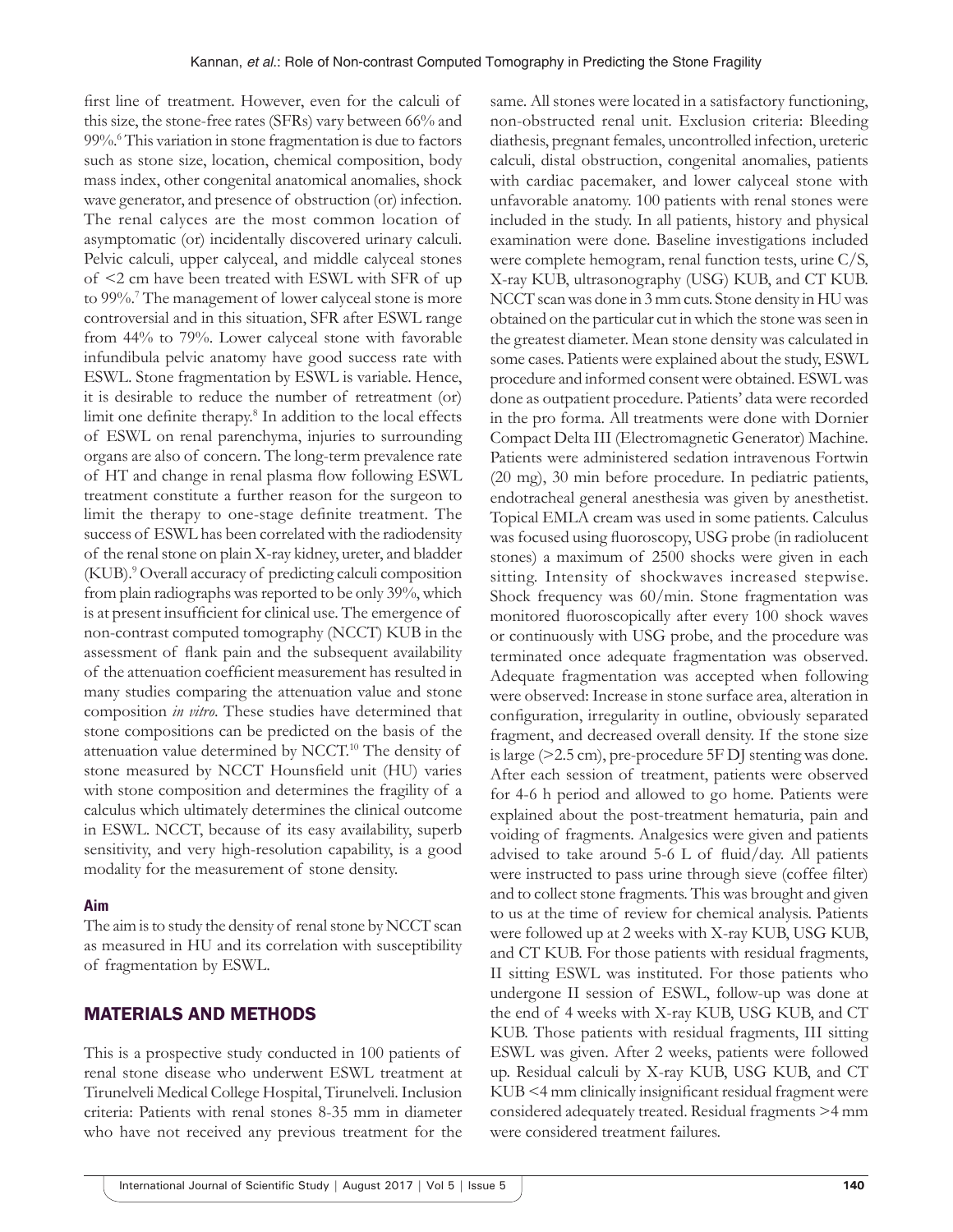first line of treatment. However, even for the calculi of this size, the stone-free rates (SFRs) vary between 66% and 99%.[6] This variation in stone fragmentation is due to factors such as stone size, location, chemical composition, body mass index, other congenital anatomical anomalies, shock wave generator, and presence of obstruction (or) infection. The renal calyces are the most common location of asymptomatic (or) incidentally discovered urinary calculi. Pelvic calculi, upper calyceal, and middle calyceal stones of <2 cm have been treated with ESWL with SFR of up to 99%.[7] The management of lower calyceal stone is more controversial and in this situation, SFR after ESWL range from 44% to 79%. Lower calyceal stone with favorable infundibula pelvic anatomy have good success rate with ESWL. Stone fragmentation by ESWL is variable. Hence, it is desirable to reduce the number of retreatment (or) limit one definite therapy.[8] In addition to the local effects of ESWL on renal parenchyma, injuries to surrounding organs are also of concern. The long-term prevalence rate of HT and change in renal plasma flow following ESWL treatment constitute a further reason for the surgeon to limit the therapy to one-stage definite treatment. The success of ESWL has been correlated with the radiodensity of the renal stone on plain X-ray kidney, ureter, and bladder (KUB).[9] Overall accuracy of predicting calculi composition from plain radiographs was reported to be only 39%, which is at present insufficient for clinical use. The emergence of non-contrast computed tomography (NCCT) KUB in the assessment of flank pain and the subsequent availability of the attenuation coefficient measurement has resulted in many studies comparing the attenuation value and stone composition *in vitro*. These studies have determined that stone compositions can be predicted on the basis of the attenuation value determined by NCCT.[10] The density of stone measured by NCCT Hounsfield unit (HU) varies with stone composition and determines the fragility of a calculus which ultimately determines the clinical outcome in ESWL. NCCT, because of its easy availability, superb sensitivity, and very high-resolution capability, is a good modality for the measurement of stone density.

### Aim

The aim is to study the density of renal stone by NCCT scan as measured in HU and its correlation with susceptibility of fragmentation by ESWL.

## MATERIALS AND METHODS

This is a prospective study conducted in 100 patients of renal stone disease who underwent ESWL treatment at Tirunelveli Medical College Hospital, Tirunelveli. Inclusion criteria: Patients with renal stones 8-35 mm in diameter who have not received any previous treatment for the same. All stones were located in a satisfactory functioning, non-obstructed renal unit. Exclusion criteria: Bleeding diathesis, pregnant females, uncontrolled infection, ureteric calculi, distal obstruction, congenital anomalies, patients with cardiac pacemaker, and lower calyceal stone with unfavorable anatomy. 100 patients with renal stones were included in the study. In all patients, history and physical examination were done. Baseline investigations included were complete hemogram, renal function tests, urine C/S, X-ray KUB, ultrasonography (USG) KUB, and CT KUB. NCCT scan was done in 3 mm cuts. Stone density in HU was obtained on the particular cut in which the stone was seen in the greatest diameter. Mean stone density was calculated in some cases. Patients were explained about the study, ESWL procedure and informed consent were obtained. ESWL was done as outpatient procedure. Patients' data were recorded in the pro forma. All treatments were done with Dornier Compact Delta III (Electromagnetic Generator) Machine. Patients were administered sedation intravenous Fortwin (20 mg), 30 min before procedure. In pediatric patients, endotracheal general anesthesia was given by anesthetist. Topical EMLA cream was used in some patients. Calculus was focused using fluoroscopy, USG probe (in radiolucent stones) a maximum of 2500 shocks were given in each sitting. Intensity of shockwaves increased stepwise. Shock frequency was 60/min. Stone fragmentation was monitored fluoroscopically after every 100 shock waves or continuously with USG probe, and the procedure was terminated once adequate fragmentation was observed. Adequate fragmentation was accepted when following were observed: Increase in stone surface area, alteration in configuration, irregularity in outline, obviously separated fragment, and decreased overall density. If the stone size is large (>2.5 cm), pre-procedure 5F DJ stenting was done. After each session of treatment, patients were observed for 4-6 h period and allowed to go home. Patients were explained about the post-treatment hematuria, pain and voiding of fragments. Analgesics were given and patients advised to take around 5-6 L of fluid/day. All patients were instructed to pass urine through sieve (coffee filter) and to collect stone fragments. This was brought and given to us at the time of review for chemical analysis. Patients were followed up at 2 weeks with X-ray KUB, USG KUB, and CT KUB. For those patients with residual fragments, II sitting ESWL was instituted. For those patients who undergone II session of ESWL, follow-up was done at the end of 4 weeks with X-ray KUB, USG KUB, and CT KUB. Those patients with residual fragments, III sitting ESWL was given. After 2 weeks, patients were followed up. Residual calculi by X-ray KUB, USG KUB, and CT KUB <4 mm clinically insignificant residual fragment were considered adequately treated. Residual fragments >4 mm were considered treatment failures.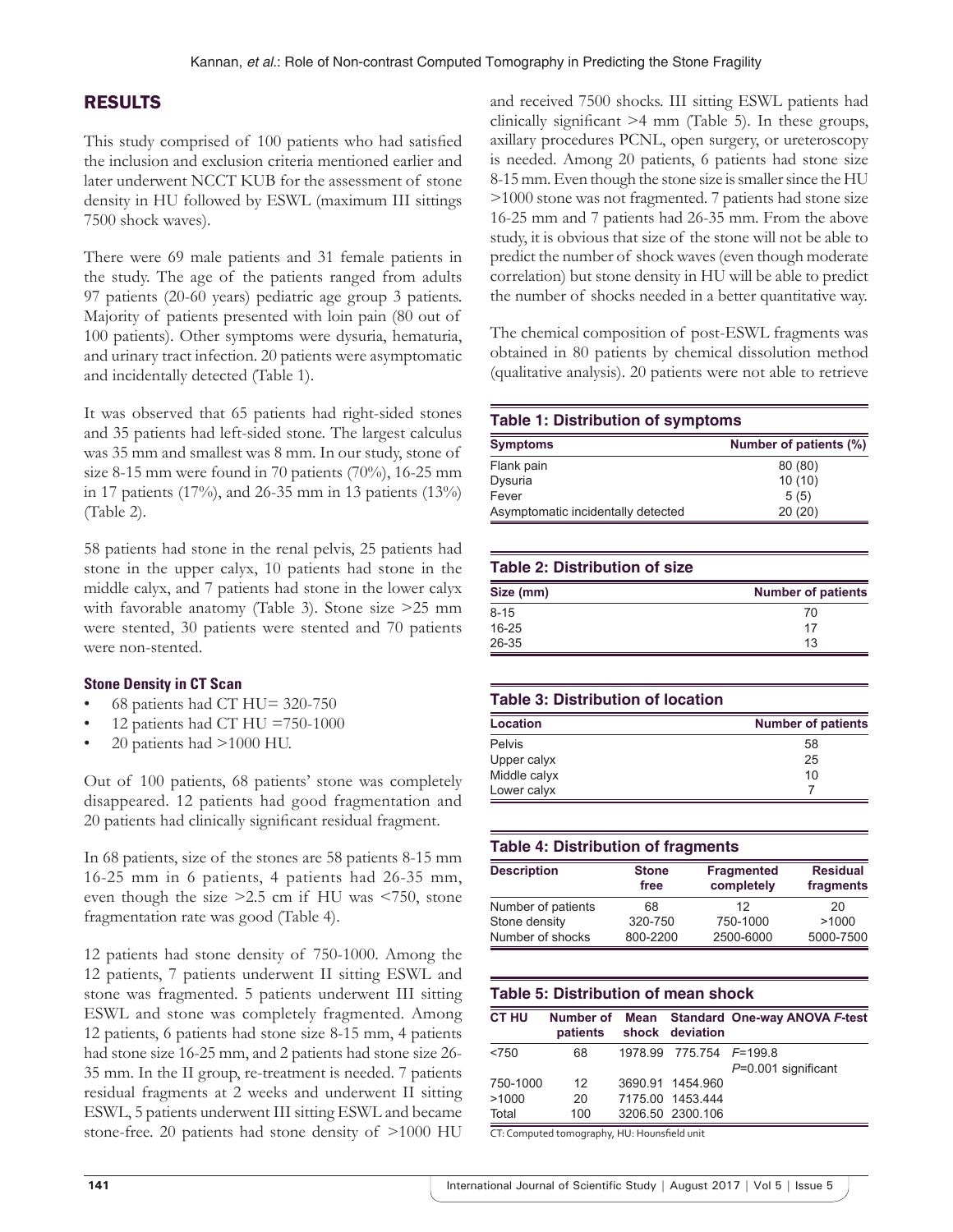## RESULTS

This study comprised of 100 patients who had satisfied the inclusion and exclusion criteria mentioned earlier and later underwent NCCT KUB for the assessment of stone density in HU followed by ESWL (maximum III sittings 7500 shock waves).

There were 69 male patients and 31 female patients in the study. The age of the patients ranged from adults 97 patients (20-60 years) pediatric age group 3 patients. Majority of patients presented with loin pain (80 out of 100 patients). Other symptoms were dysuria, hematuria, and urinary tract infection. 20 patients were asymptomatic and incidentally detected (Table 1).

It was observed that 65 patients had right-sided stones and 35 patients had left-sided stone. The largest calculus was 35 mm and smallest was 8 mm. In our study, stone of size 8-15 mm were found in 70 patients (70%), 16-25 mm in 17 patients (17%), and 26-35 mm in 13 patients (13%) (Table 2).

58 patients had stone in the renal pelvis, 25 patients had stone in the upper calyx, 10 patients had stone in the middle calyx, and 7 patients had stone in the lower calyx with favorable anatomy (Table 3). Stone size >25 mm were stented, 30 patients were stented and 70 patients were non-stented.

### Stone Density in CT Scan

- 68 patients had CT HU= 320-750
- 12 patients had CT HU =750-1000
- 20 patients had >1000 HU.

Out of 100 patients, 68 patients' stone was completely disappeared. 12 patients had good fragmentation and 20 patients had clinically significant residual fragment.

In 68 patients, size of the stones are 58 patients 8-15 mm 16-25 mm in 6 patients, 4 patients had 26-35 mm, even though the size >2.5 cm if HU was <750, stone fragmentation rate was good (Table 4).

12 patients had stone density of 750-1000. Among the 12 patients, 7 patients underwent II sitting ESWL and stone was fragmented. 5 patients underwent III sitting ESWL and stone was completely fragmented. Among 12 patients, 6 patients had stone size 8-15 mm, 4 patients had stone size 16-25 mm, and 2 patients had stone size 26-35 mm. In the II group, re-treatment is needed. 7 patients residual fragments at 2 weeks and underwent II sitting ESWL, 5 patients underwent III sitting ESWL and became stone-free. 20 patients had stone density of >1000 HU and received 7500 shocks. III sitting ESWL patients had clinically significant >4 mm (Table 5). In these groups, axillary procedures PCNL, open surgery, or ureteroscopy is needed. Among 20 patients, 6 patients had stone size 8-15 mm. Even though the stone size is smaller since the HU >1000 stone was not fragmented. 7 patients had stone size 16-25 mm and 7 patients had 26-35 mm. From the above study, it is obvious that size of the stone will not be able to predict the number of shock waves (even though moderate correlation) but stone density in HU will be able to predict the number of shocks needed in a better quantitative way.

The chemical composition of post-ESWL fragments was obtained in 80 patients by chemical dissolution method (qualitative analysis). 20 patients were not able to retrieve

**Table 1: Distribution of symptoms**

| Symptoms | Number of patients (%) |
|---|---|
| Flank pain | 80 (80) |
| Dysuria | 10 (10) |
| Fever | 5 (5) |
| Asymptomatic incidentally detected | 20 (20) |

**Table 2: Distribution of size**

| Size (mm) | Number of patients |
|---|---|
| 8-15 | 70 |
| 16-25 | 17 |
| 26-35 | 13 |

**Table 3: Distribution of location**

| Location | Number of patients |
|---|---|
| Pelvis | 58 |
| Upper calyx | 25 |
| Middle calyx | 10 |
| Lower calyx | 7 |

**Table 4: Distribution of fragments**

| Description | Stone free | Fragmented completely | Residual fragments |
|---|---|---|---|
| Number of patients | 68 | 12 | 20 |
| Stone density | 320-750 | 750-1000 | >1000 |
| Number of shocks | 800-2200 | 2500-6000 | 5000-7500 |

**Table 5: Distribution of mean shock**

| CT HU | Number of patients | Mean shock | Standard deviation | One-way ANOVA *F*-test |
|---|---|---|---|---|
| <750 | 68 | 1978.99 | 775.754 | *F*=199.8 *P*=0.001 significant |
| 750-1000 | 12 | 3690.91 | 1454.960 | |
| >1000 | 20 | 7175.00 | 1453.444 | |
| Total | 100 | 3206.50 | 2300.106 | |

CT: Computed tomography, HU: Hounsfield unit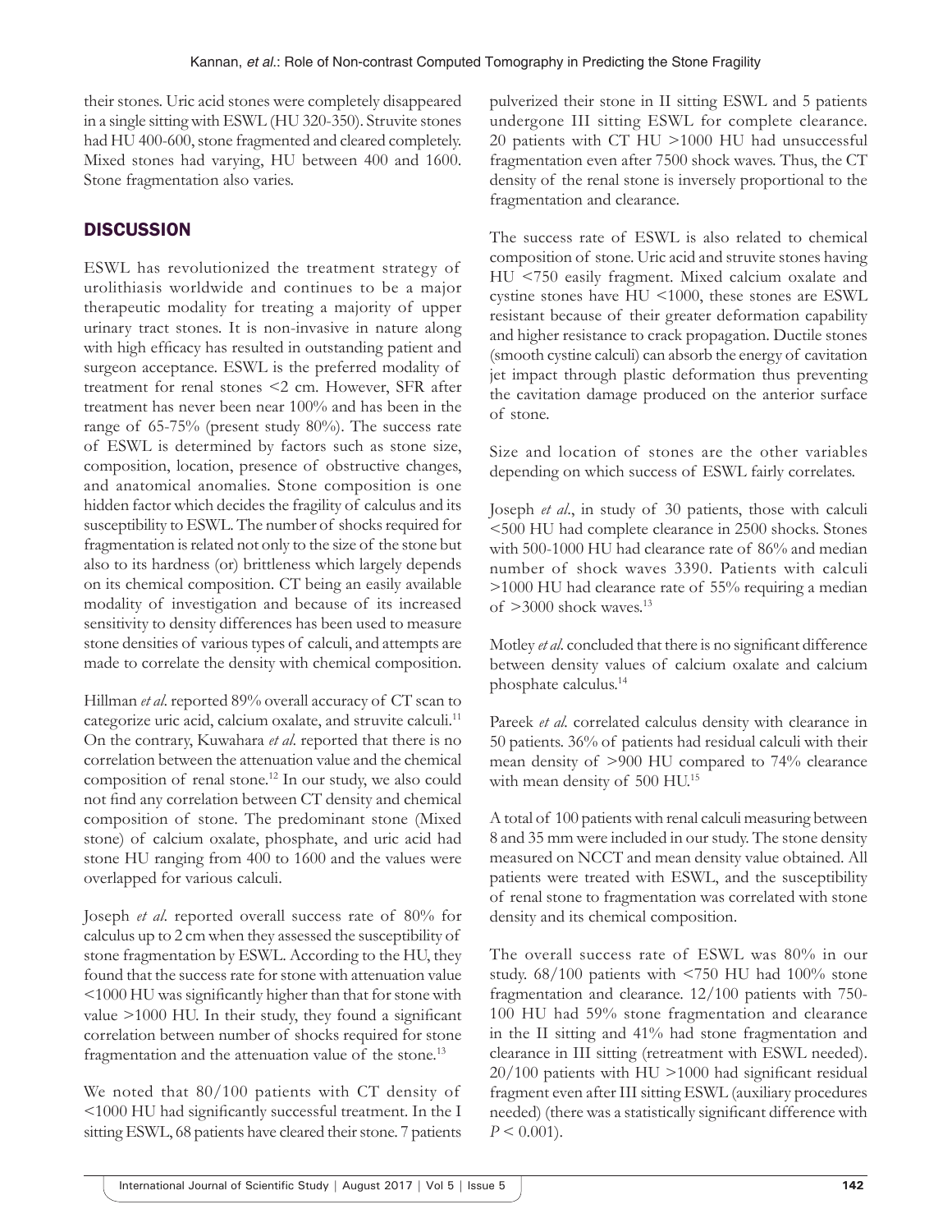their stones. Uric acid stones were completely disappeared in a single sitting with ESWL (HU 320-350). Struvite stones had HU 400-600, stone fragmented and cleared completely. Mixed stones had varying, HU between 400 and 1600. Stone fragmentation also varies.

## DISCUSSION

ESWL has revolutionized the treatment strategy of urolithiasis worldwide and continues to be a major therapeutic modality for treating a majority of upper urinary tract stones. It is non-invasive in nature along with high efficacy has resulted in outstanding patient and surgeon acceptance. ESWL is the preferred modality of treatment for renal stones <2 cm. However, SFR after treatment has never been near 100% and has been in the range of 65-75% (present study 80%). The success rate of ESWL is determined by factors such as stone size, composition, location, presence of obstructive changes, and anatomical anomalies. Stone composition is one hidden factor which decides the fragility of calculus and its susceptibility to ESWL. The number of shocks required for fragmentation is related not only to the size of the stone but also to its hardness (or) brittleness which largely depends on its chemical composition. CT being an easily available modality of investigation and because of its increased sensitivity to density differences has been used to measure stone densities of various types of calculi, and attempts are made to correlate the density with chemical composition.

Hillman *et al*. reported 89% overall accuracy of CT scan to categorize uric acid, calcium oxalate, and struvite calculi.[11] On the contrary, Kuwahara *et al*. reported that there is no correlation between the attenuation value and the chemical composition of renal stone.[12] In our study, we also could not find any correlation between CT density and chemical composition of stone. The predominant stone (Mixed stone) of calcium oxalate, phosphate, and uric acid had stone HU ranging from 400 to 1600 and the values were overlapped for various calculi.

Joseph *et al*. reported overall success rate of 80% for calculus up to 2 cm when they assessed the susceptibility of stone fragmentation by ESWL. According to the HU, they found that the success rate for stone with attenuation value <1000 HU was significantly higher than that for stone with value >1000 HU. In their study, they found a significant correlation between number of shocks required for stone fragmentation and the attenuation value of the stone.[13]

We noted that 80/100 patients with CT density of <1000 HU had significantly successful treatment. In the I sitting ESWL, 68 patients have cleared their stone. 7 patients pulverized their stone in II sitting ESWL and 5 patients undergone III sitting ESWL for complete clearance. 20 patients with CT HU >1000 HU had unsuccessful fragmentation even after 7500 shock waves. Thus, the CT density of the renal stone is inversely proportional to the fragmentation and clearance.

The success rate of ESWL is also related to chemical composition of stone. Uric acid and struvite stones having HU <750 easily fragment. Mixed calcium oxalate and cystine stones have HU <1000, these stones are ESWL resistant because of their greater deformation capability and higher resistance to crack propagation. Ductile stones (smooth cystine calculi) can absorb the energy of cavitation jet impact through plastic deformation thus preventing the cavitation damage produced on the anterior surface of stone.

Size and location of stones are the other variables depending on which success of ESWL fairly correlates.

Joseph *et al*., in study of 30 patients, those with calculi <500 HU had complete clearance in 2500 shocks. Stones with 500-1000 HU had clearance rate of 86% and median number of shock waves 3390. Patients with calculi >1000 HU had clearance rate of 55% requiring a median of >3000 shock waves.[13]

Motley *et al*. concluded that there is no significant difference between density values of calcium oxalate and calcium phosphate calculus.[14]

Pareek *et al*. correlated calculus density with clearance in 50 patients. 36% of patients had residual calculi with their mean density of >900 HU compared to 74% clearance with mean density of 500 HU.[15]

A total of 100 patients with renal calculi measuring between 8 and 35 mm were included in our study. The stone density measured on NCCT and mean density value obtained. All patients were treated with ESWL, and the susceptibility of renal stone to fragmentation was correlated with stone density and its chemical composition.

The overall success rate of ESWL was 80% in our study. 68/100 patients with <750 HU had 100% stone fragmentation and clearance. 12/100 patients with 750-100 HU had 59% stone fragmentation and clearance in the II sitting and 41% had stone fragmentation and clearance in III sitting (retreatment with ESWL needed). 20/100 patients with HU >1000 had significant residual fragment even after III sitting ESWL (auxiliary procedures needed) (there was a statistically significant difference with $P < 0.001$).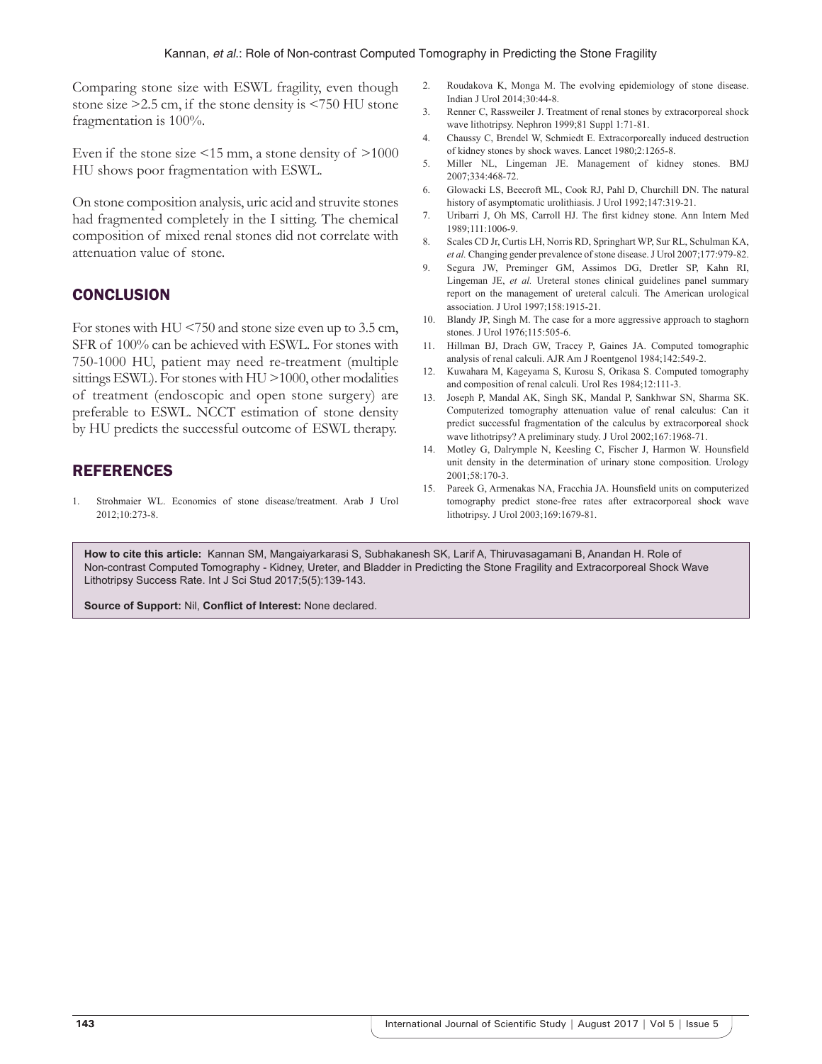Comparing stone size with ESWL fragility, even though stone size >2.5 cm, if the stone density is <750 HU stone fragmentation is 100%.

Even if the stone size <15 mm, a stone density of >1000 HU shows poor fragmentation with ESWL.

On stone composition analysis, uric acid and struvite stones had fragmented completely in the I sitting. The chemical composition of mixed renal stones did not correlate with attenuation value of stone.

## CONCLUSION

For stones with HU <750 and stone size even up to 3.5 cm, SFR of 100% can be achieved with ESWL. For stones with 750-1000 HU, patient may need re-treatment (multiple sittings ESWL). For stones with HU >1000, other modalities of treatment (endoscopic and open stone surgery) are preferable to ESWL. NCCT estimation of stone density by HU predicts the successful outcome of ESWL therapy.

## REFERENCES

1. Strohmaier WL. Economics of stone disease/treatment. Arab J Urol 2012;10:273-8.
2. Roudakova K, Monga M. The evolving epidemiology of stone disease. Indian J Urol 2014;30:44-8.
3. Renner C, Rassweiler J. Treatment of renal stones by extracorporeal shock wave lithotripsy. Nephron 1999;81 Suppl 1:71-81.
4. Chaussy C, Brendel W, Schmiedt E. Extracorporeally induced destruction of kidney stones by shock waves. Lancet 1980;2:1265-8.
5. Miller NL, Lingeman JE. Management of kidney stones. BMJ 2007;334:468-72.
6. Glowacki LS, Beecroft ML, Cook RJ, Pahl D, Churchill DN. The natural history of asymptomatic urolithiasis. J Urol 1992;147:319-21.
7. Uribarri J, Oh MS, Carroll HJ. The first kidney stone. Ann Intern Med 1989;111:1006-9.
8. Scales CD Jr, Curtis LH, Norris RD, Springhart WP, Sur RL, Schulman KA, *et al.* Changing gender prevalence of stone disease. J Urol 2007;177:979-82.
9. Segura JW, Preminger GM, Assimos DG, Dretler SP, Kahn RI, Lingeman JE, *et al.* Ureteral stones clinical guidelines panel summary report on the management of ureteral calculi. The American urological association. J Urol 1997;158:1915-21.
10. Blandy JP, Singh M. The case for a more aggressive approach to staghorn stones. J Urol 1976;115:505-6.
11. Hillman BJ, Drach GW, Tracey P, Gaines JA. Computed tomographic analysis of renal calculi. AJR Am J Roentgenol 1984;142:549-2.
12. Kuwahara M, Kageyama S, Kurosu S, Orikasa S. Computed tomography and composition of renal calculi. Urol Res 1984;12:111-3.
13. Joseph P, Mandal AK, Singh SK, Mandal P, Sankhwar SN, Sharma SK. Computerized tomography attenuation value of renal calculus: Can it predict successful fragmentation of the calculus by extracorporeal shock wave lithotripsy? A preliminary study. J Urol 2002;167:1968-71.
14. Motley G, Dalrymple N, Keesling C, Fischer J, Harmon W. Hounsfield unit density in the determination of urinary stone composition. Urology 2001;58:170-3.
15. Pareek G, Armenakas NA, Fracchia JA. Hounsfield units on computerized tomography predict stone-free rates after extracorporeal shock wave lithotripsy. J Urol 2003;169:1679-81.

**How to cite this article:** Kannan SM, Mangaiyarkarasi S, Subhakanesh SK, Larif A, Thiruvasagamani B, Anandan H. Role of Non-contrast Computed Tomography - Kidney, Ureter, and Bladder in Predicting the Stone Fragility and Extracorporeal Shock Wave Lithotripsy Success Rate. Int J Sci Stud 2017;5(5):139-143.

**Source of Support:** Nil, **Conflict of Interest:** None declared.